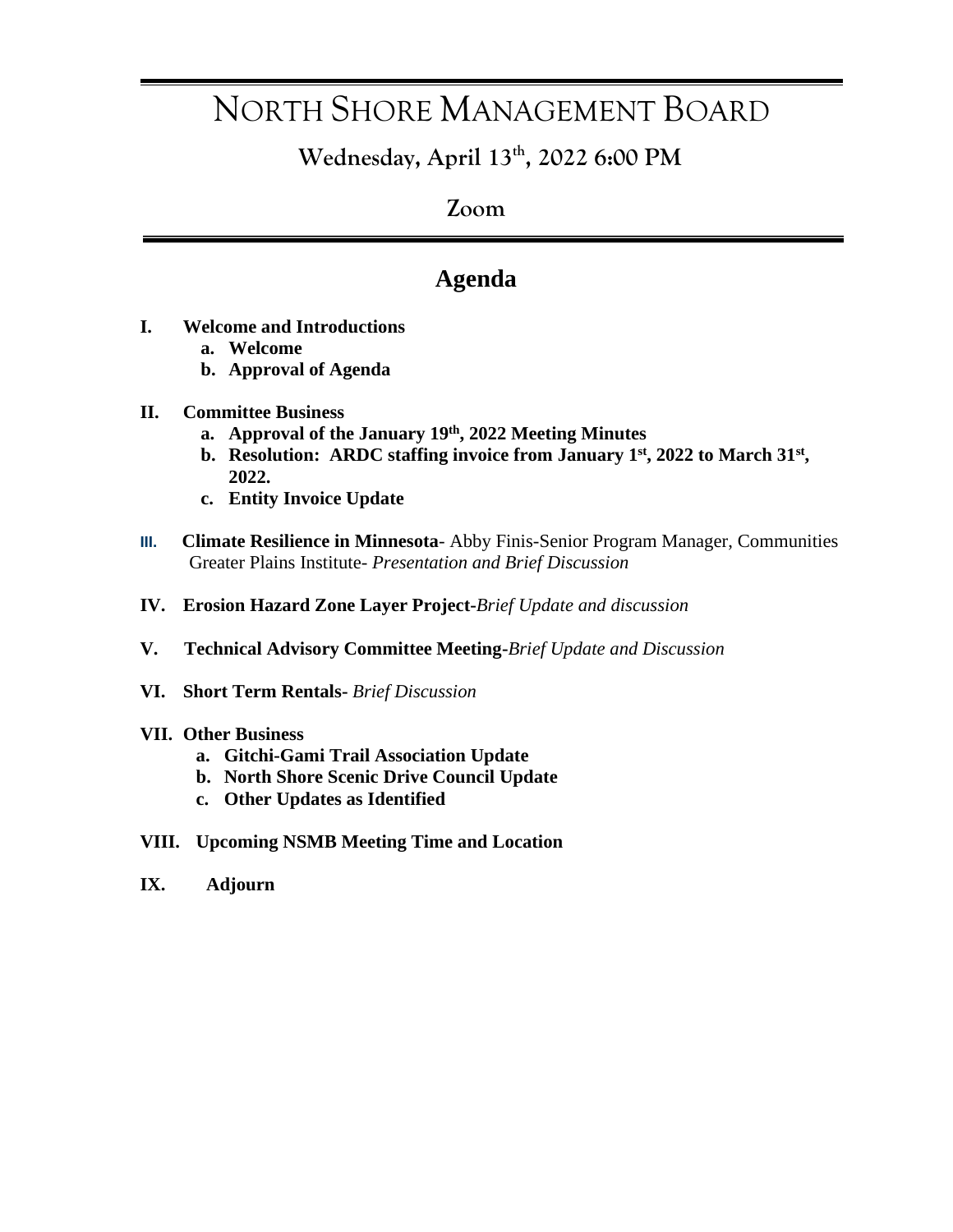# NORTH SHORE MANAGEMENT BOARD

## Wednesday, April 13th, 2022 6:00 PM

## Zoom

## Agenda

**I. Welcome and Introductions**
   - **a. Welcome**
   - **b. Approval of Agenda**

**II. Committee Business**
   - **a. Approval of the January 19th, 2022 Meeting Minutes**
   - **b. Resolution: ARDC staffing invoice from January 1st, 2022 to March 31st, 2022.**
   - **c. Entity Invoice Update**

**III. Climate Resilience in Minnesota**- Abby Finis-Senior Program Manager, Communities Greater Plains Institute- *Presentation and Brief Discussion*

**IV. Erosion Hazard Zone Layer Project-***Brief Update and discussion*

**V. Technical Advisory Committee Meeting-***Brief Update and Discussion*

**VI. Short Term Rentals-** *Brief Discussion*

**VII. Other Business**
   - **a. Gitchi-Gami Trail Association Update**
   - **b. North Shore Scenic Drive Council Update**
   - **c. Other Updates as Identified**

**VIII. Upcoming NSMB Meeting Time and Location**

**IX. Adjourn**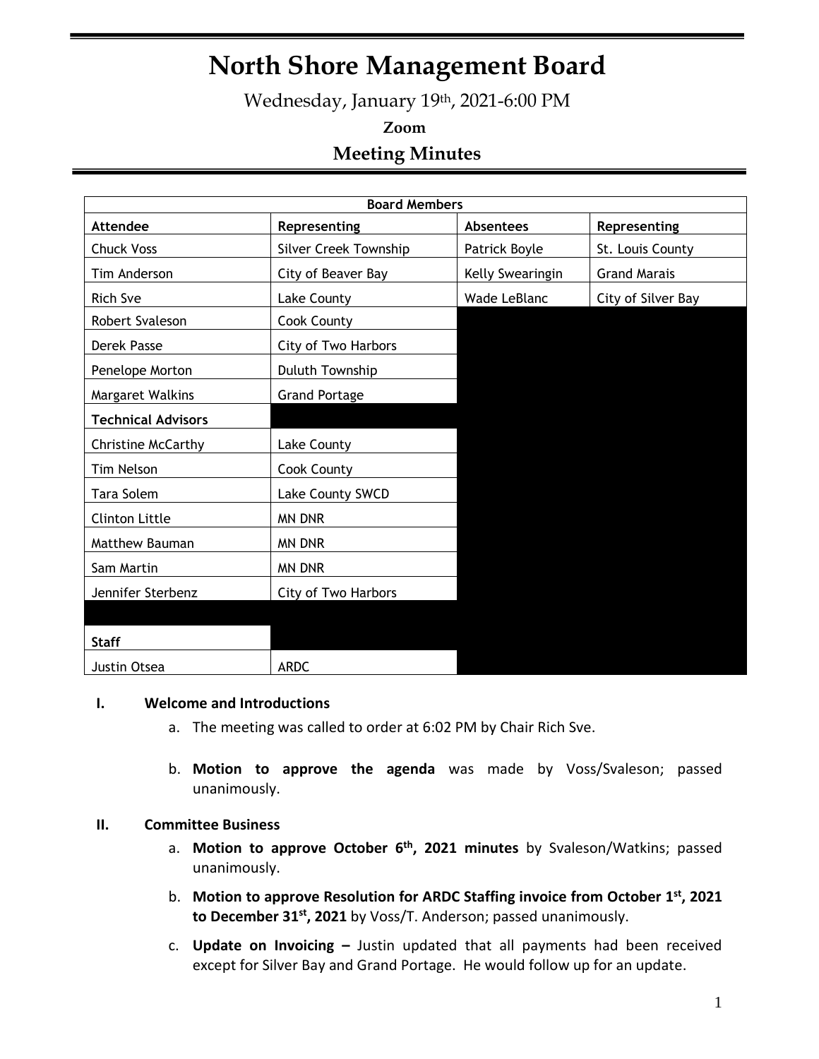# North Shore Management Board

Wednesday, January 19th, 2021-6:00 PM

**Zoom**

## Meeting Minutes

| Board Members | | | |
|---|---|---|---|
| **Attendee** | **Representing** | **Absentees** | **Representing** |
| Chuck Voss | Silver Creek Township | Patrick Boyle | St. Louis County |
| Tim Anderson | City of Beaver Bay | Kelly Swearingin | Grand Marais |
| Rich Sve | Lake County | Wade LeBlanc | City of Silver Bay |
| Robert Svaleson | Cook County | | |
| Derek Passe | City of Two Harbors | | |
| Penelope Morton | Duluth Township | | |
| Margaret Walkins | Grand Portage | | |
| **Technical Advisors** | | | |
| Christine McCarthy | Lake County | | |
| Tim Nelson | Cook County | | |
| Tara Solem | Lake County SWCD | | |
| Clinton Little | MN DNR | | |
| Matthew Bauman | MN DNR | | |
| Sam Martin | MN DNR | | |
| Jennifer Sterbenz | City of Two Harbors | | |
| | | | |
| **Staff** | | | |
| Justin Otsea | ARDC | | |

**I. Welcome and Introductions**

a. The meeting was called to order at 6:02 PM by Chair Rich Sve.

b. **Motion to approve the agenda** was made by Voss/Svaleson; passed unanimously.

**II. Committee Business**

a. **Motion to approve October 6th, 2021 minutes** by Svaleson/Watkins; passed unanimously.

b. **Motion to approve Resolution for ARDC Staffing invoice from October 1st, 2021 to December 31st, 2021** by Voss/T. Anderson; passed unanimously.

c. **Update on Invoicing –** Justin updated that all payments had been received except for Silver Bay and Grand Portage. He would follow up for an update.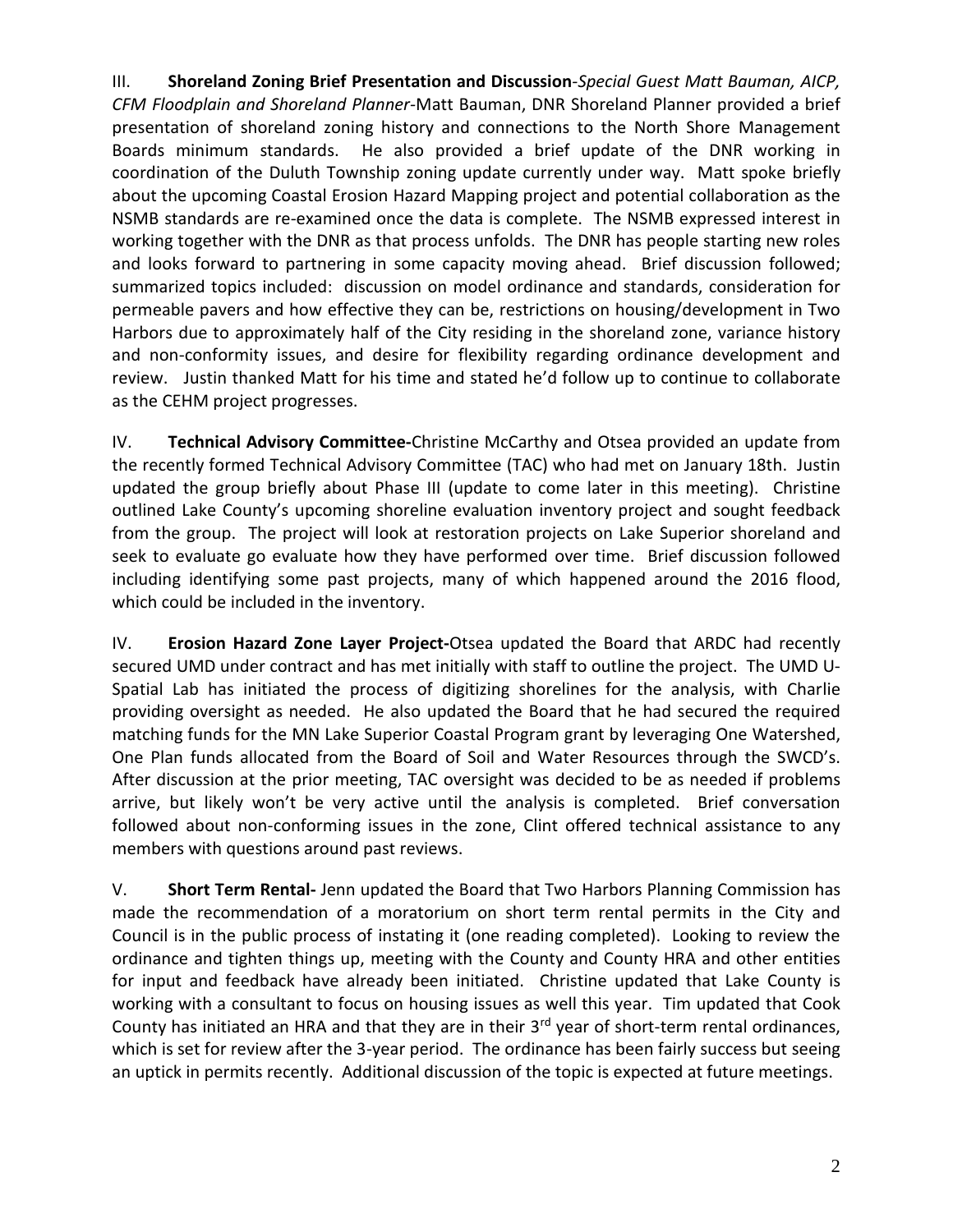III. **Shoreland Zoning Brief Presentation and Discussion**-*Special Guest Matt Bauman, AICP, CFM Floodplain and Shoreland Planner*-Matt Bauman, DNR Shoreland Planner provided a brief presentation of shoreland zoning history and connections to the North Shore Management Boards minimum standards. He also provided a brief update of the DNR working in coordination of the Duluth Township zoning update currently under way. Matt spoke briefly about the upcoming Coastal Erosion Hazard Mapping project and potential collaboration as the NSMB standards are re-examined once the data is complete. The NSMB expressed interest in working together with the DNR as that process unfolds. The DNR has people starting new roles and looks forward to partnering in some capacity moving ahead. Brief discussion followed; summarized topics included: discussion on model ordinance and standards, consideration for permeable pavers and how effective they can be, restrictions on housing/development in Two Harbors due to approximately half of the City residing in the shoreland zone, variance history and non-conformity issues, and desire for flexibility regarding ordinance development and review. Justin thanked Matt for his time and stated he'd follow up to continue to collaborate as the CEHM project progresses.

IV. **Technical Advisory Committee-**Christine McCarthy and Otsea provided an update from the recently formed Technical Advisory Committee (TAC) who had met on January 18th. Justin updated the group briefly about Phase III (update to come later in this meeting). Christine outlined Lake County's upcoming shoreline evaluation inventory project and sought feedback from the group. The project will look at restoration projects on Lake Superior shoreland and seek to evaluate go evaluate how they have performed over time. Brief discussion followed including identifying some past projects, many of which happened around the 2016 flood, which could be included in the inventory.

IV. **Erosion Hazard Zone Layer Project-**Otsea updated the Board that ARDC had recently secured UMD under contract and has met initially with staff to outline the project. The UMD U-Spatial Lab has initiated the process of digitizing shorelines for the analysis, with Charlie providing oversight as needed. He also updated the Board that he had secured the required matching funds for the MN Lake Superior Coastal Program grant by leveraging One Watershed, One Plan funds allocated from the Board of Soil and Water Resources through the SWCD's. After discussion at the prior meeting, TAC oversight was decided to be as needed if problems arrive, but likely won't be very active until the analysis is completed. Brief conversation followed about non-conforming issues in the zone, Clint offered technical assistance to any members with questions around past reviews.

V. **Short Term Rental-** Jenn updated the Board that Two Harbors Planning Commission has made the recommendation of a moratorium on short term rental permits in the City and Council is in the public process of instating it (one reading completed). Looking to review the ordinance and tighten things up, meeting with the County and County HRA and other entities for input and feedback have already been initiated. Christine updated that Lake County is working with a consultant to focus on housing issues as well this year. Tim updated that Cook County has initiated an HRA and that they are in their 3rd year of short-term rental ordinances, which is set for review after the 3-year period. The ordinance has been fairly success but seeing an uptick in permits recently. Additional discussion of the topic is expected at future meetings.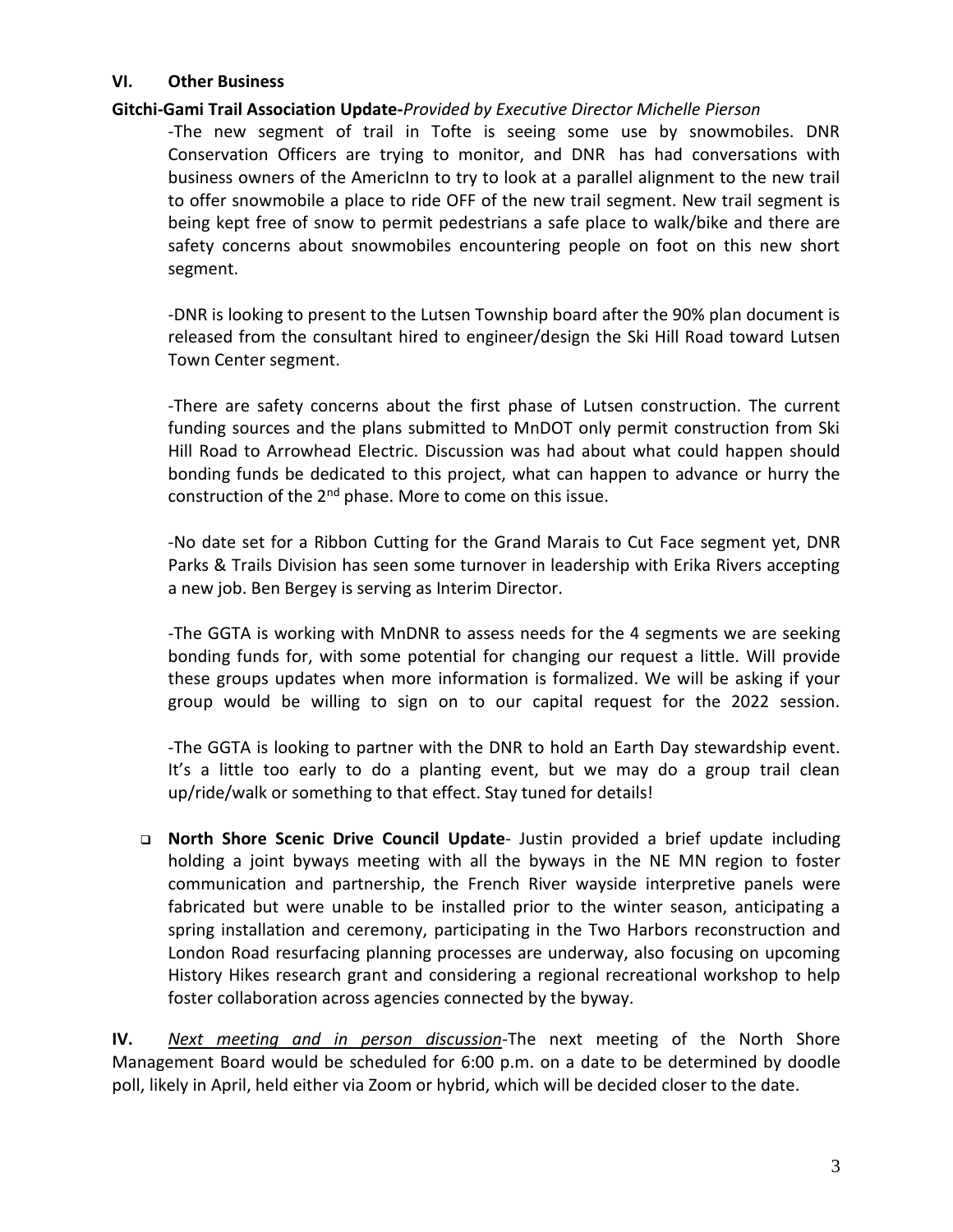## VI. Other Business

**Gitchi-Gami Trail Association Update-***Provided by Executive Director Michelle Pierson*

-The new segment of trail in Tofte is seeing some use by snowmobiles. DNR Conservation Officers are trying to monitor, and DNR has had conversations with business owners of the AmericInn to try to look at a parallel alignment to the new trail to offer snowmobile a place to ride OFF of the new trail segment. New trail segment is being kept free of snow to permit pedestrians a safe place to walk/bike and there are safety concerns about snowmobiles encountering people on foot on this new short segment.

-DNR is looking to present to the Lutsen Township board after the 90% plan document is released from the consultant hired to engineer/design the Ski Hill Road toward Lutsen Town Center segment.

-There are safety concerns about the first phase of Lutsen construction. The current funding sources and the plans submitted to MnDOT only permit construction from Ski Hill Road to Arrowhead Electric. Discussion was had about what could happen should bonding funds be dedicated to this project, what can happen to advance or hurry the construction of the 2nd phase. More to come on this issue.

-No date set for a Ribbon Cutting for the Grand Marais to Cut Face segment yet, DNR Parks & Trails Division has seen some turnover in leadership with Erika Rivers accepting a new job. Ben Bergey is serving as Interim Director.

-The GGTA is working with MnDNR to assess needs for the 4 segments we are seeking bonding funds for, with some potential for changing our request a little. Will provide these groups updates when more information is formalized. We will be asking if your group would be willing to sign on to our capital request for the 2022 session.

-The GGTA is looking to partner with the DNR to hold an Earth Day stewardship event. It's a little too early to do a planting event, but we may do a group trail clean up/ride/walk or something to that effect. Stay tuned for details!

- **North Shore Scenic Drive Council Update**- Justin provided a brief update including holding a joint byways meeting with all the byways in the NE MN region to foster communication and partnership, the French River wayside interpretive panels were fabricated but were unable to be installed prior to the winter season, anticipating a spring installation and ceremony, participating in the Two Harbors reconstruction and London Road resurfacing planning processes are underway, also focusing on upcoming History Hikes research grant and considering a regional recreational workshop to help foster collaboration across agencies connected by the byway.

**IV.** *Next meeting and in person discussion*-The next meeting of the North Shore Management Board would be scheduled for 6:00 p.m. on a date to be determined by doodle poll, likely in April, held either via Zoom or hybrid, which will be decided closer to the date.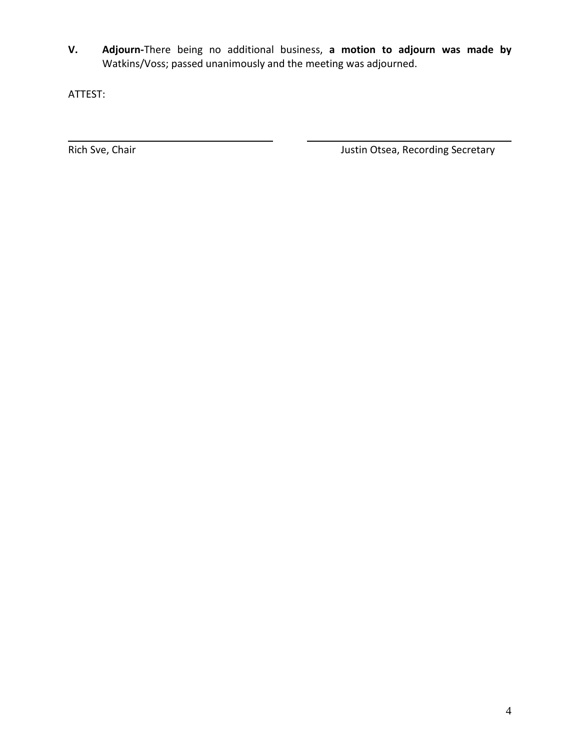**V. Adjourn-**There being no additional business, **a motion to adjourn was made by** Watkins/Voss; passed unanimously and the meeting was adjourned.

ATTEST:

\_\_\_\_\_\_\_\_\_\_\_\_\_\_\_\_\_\_\_\_\_\_\_\_\_\_\_\_\_\_\_\_\_\_\_\_
Rich Sve, Chair

\_\_\_\_\_\_\_\_\_\_\_\_\_\_\_\_\_\_\_\_\_\_\_\_\_\_\_\_\_\_\_\_\_\_\_\_
Justin Otsea, Recording Secretary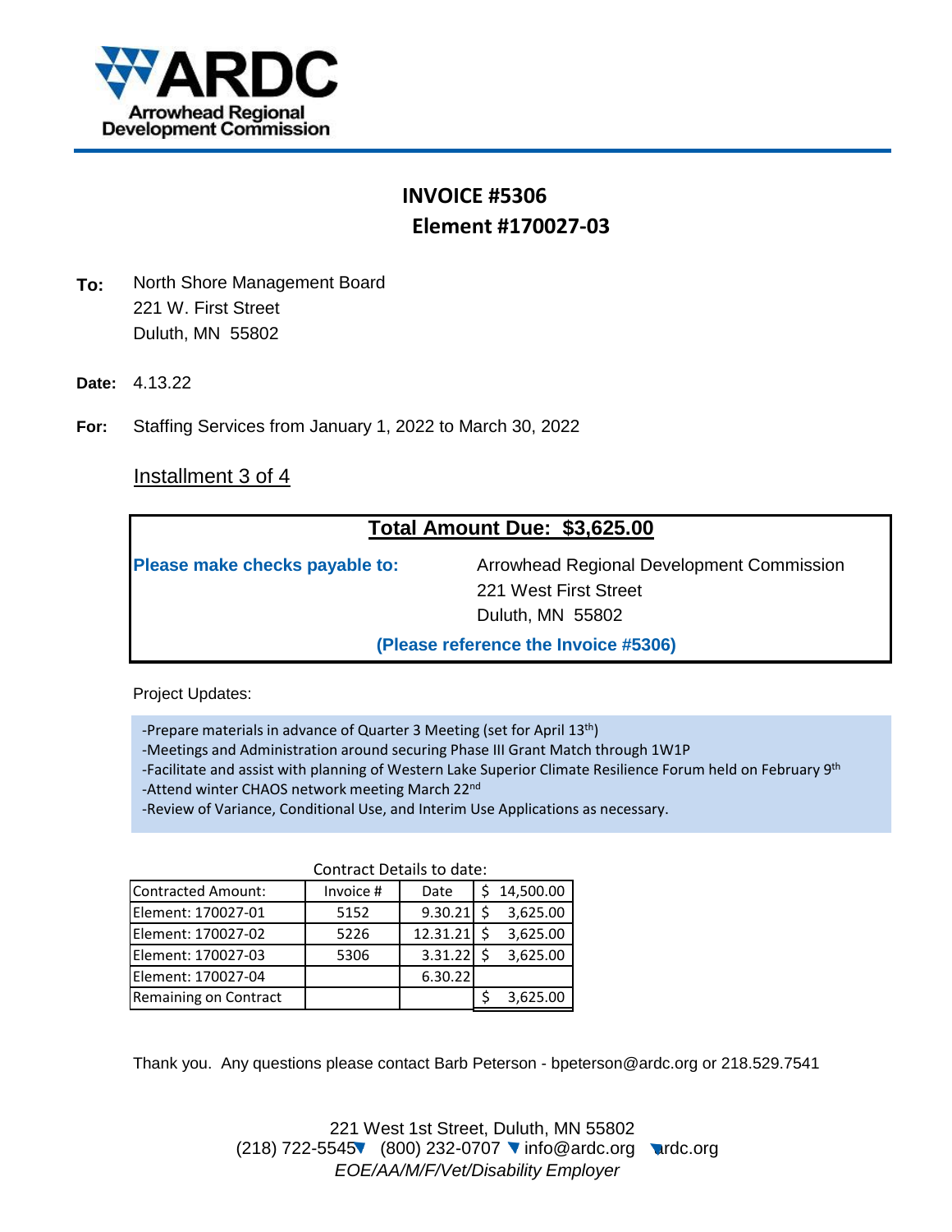ARDC
Arrowhead Regional Development Commission

# INVOICE #5306
## Element #170027-03

**To:** North Shore Management Board
221 W. First Street
Duluth, MN 55802

**Date:** 4.13.22

**For:** Staffing Services from January 1, 2022 to March 30, 2022

Installment 3 of 4

**Total Amount Due: $3,625.00**

**Please make checks payable to:** Arrowhead Regional Development Commission
221 West First Street
Duluth, MN 55802

**(Please reference the Invoice #5306)**

Project Updates:

- Prepare materials in advance of Quarter 3 Meeting (set for April 13th)
- Meetings and Administration around securing Phase III Grant Match through 1W1P
- Facilitate and assist with planning of Western Lake Superior Climate Resilience Forum held on February 9th
- Attend winter CHAOS network meeting March 22nd
- Review of Variance, Conditional Use, and Interim Use Applications as necessary.

Contract Details to date:

| Contracted Amount: | Invoice # | Date | $ 14,500.00 |
|---|---|---|---|
| Element: 170027-01 | 5152 | 9.30.21 | $ 3,625.00 |
| Element: 170027-02 | 5226 | 12.31.21 | $ 3,625.00 |
| Element: 170027-03 | 5306 | 3.31.22 | $ 3,625.00 |
| Element: 170027-04 | | 6.30.22 | |
| Remaining on Contract | | | $ 3,625.00 |

Thank you. Any questions please contact Barb Peterson - bpeterson@ardc.org or 218.529.7541

221 West 1st Street, Duluth, MN 55802
(218) 722-5545 ▼ (800) 232-0707 ▼ info@ardc.org ▼ ardc.org
*EOE/AA/M/F/Vet/Disability Employer*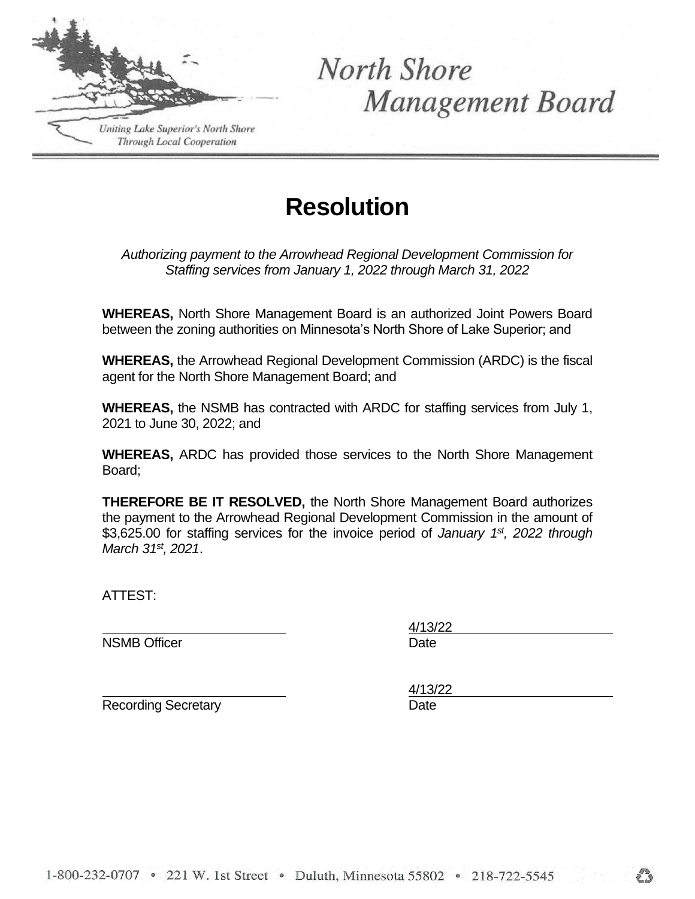North Shore Management Board

*Uniting Lake Superior's North Shore Through Local Cooperation*

# Resolution

*Authorizing payment to the Arrowhead Regional Development Commission for Staffing services from January 1, 2022 through March 31, 2022*

**WHEREAS,** North Shore Management Board is an authorized Joint Powers Board between the zoning authorities on Minnesota's North Shore of Lake Superior; and

**WHEREAS,** the Arrowhead Regional Development Commission (ARDC) is the fiscal agent for the North Shore Management Board; and

**WHEREAS,** the NSMB has contracted with ARDC for staffing services from July 1, 2021 to June 30, 2022; and

**WHEREAS,** ARDC has provided those services to the North Shore Management Board;

**THEREFORE BE IT RESOLVED,** the North Shore Management Board authorizes the payment to the Arrowhead Regional Development Commission in the amount of $3,625.00 for staffing services for the invoice period of *January 1st, 2022 through March 31st, 2021*.

ATTEST:

______________________ 4/13/22
NSMB Officer Date

______________________ 4/13/22
Recording Secretary Date

1-800-232-0707 • 221 W. 1st Street • Duluth, Minnesota 55802 • 218-722-5545